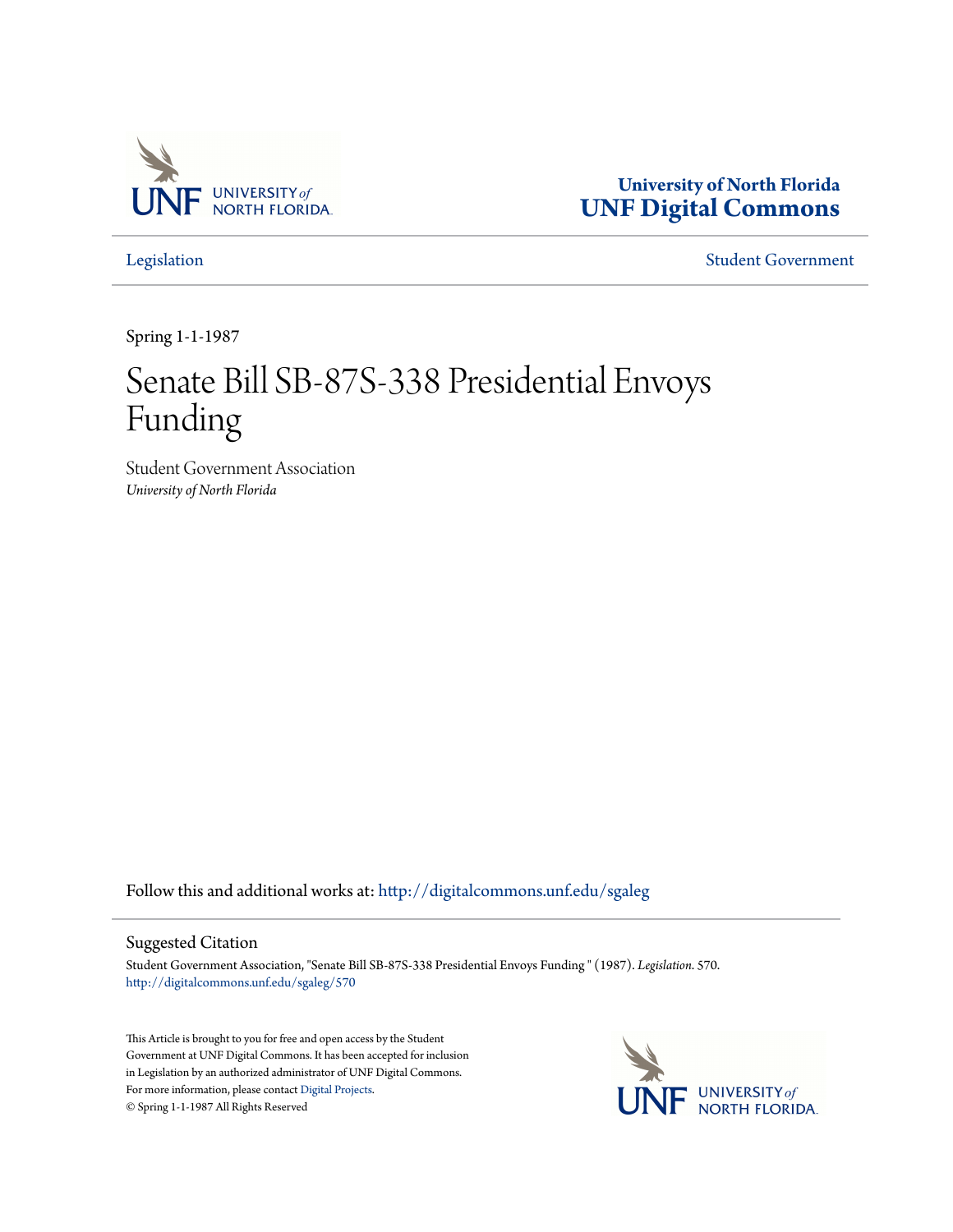University of North Florida
UNF Digital Commons

Legislation | Student Government

Spring 1-1-1987

# Senate Bill SB-87S-338 Presidential Envoys Funding

Student Government Association
*University of North Florida*

Follow this and additional works at: http://digitalcommons.unf.edu/sgaleg

## Suggested Citation

Student Government Association, "Senate Bill SB-87S-338 Presidential Envoys Funding " (1987). *Legislation*. 570.
http://digitalcommons.unf.edu/sgaleg/570

This Article is brought to you for free and open access by the Student Government at UNF Digital Commons. It has been accepted for inclusion in Legislation by an authorized administrator of UNF Digital Commons. For more information, please contact Digital Projects.
© Spring 1-1-1987 All Rights Reserved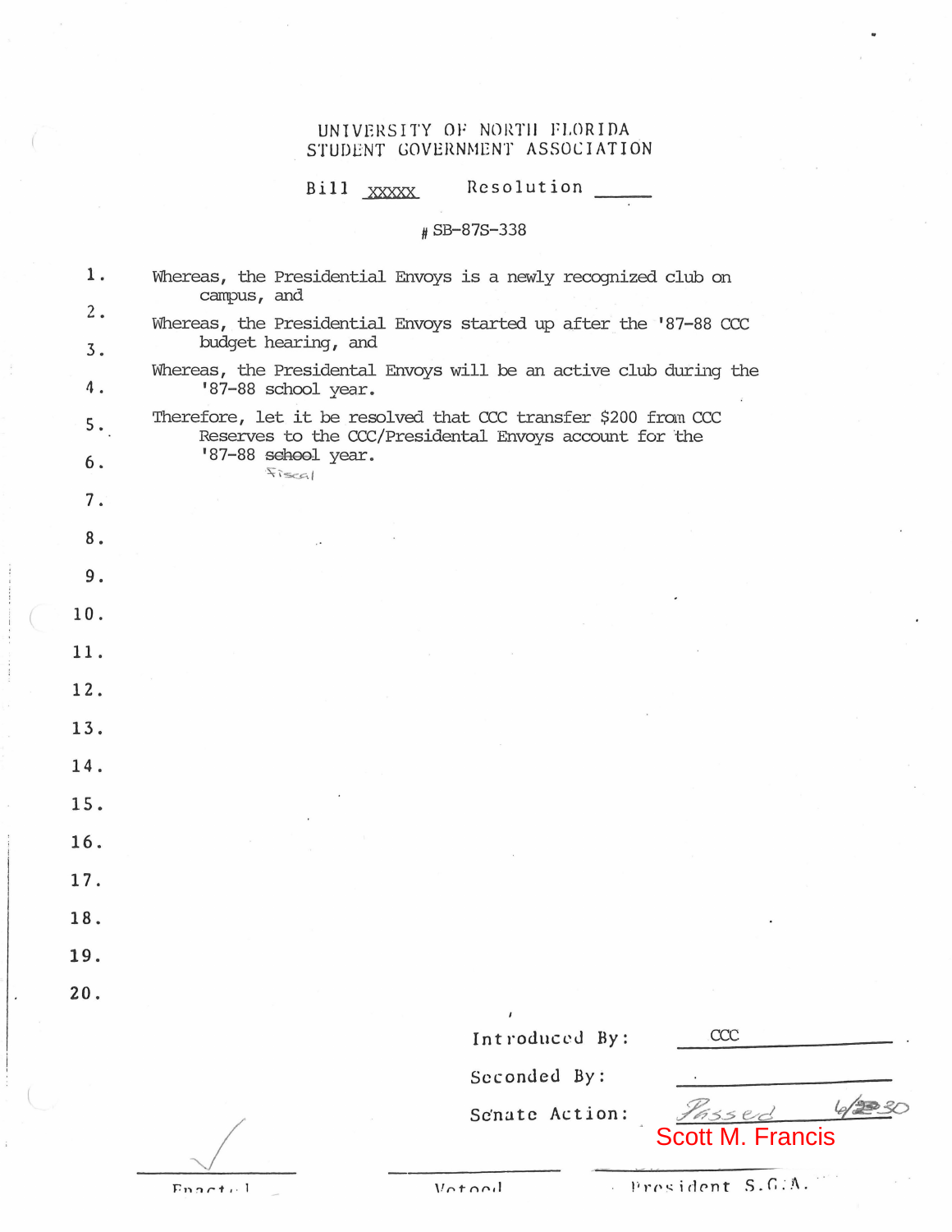UNIVERSITY OF NORTH FLORIDA
STUDENT GOVERNMENT ASSOCIATION

Bill XXXXX Resolution ______

# SB-87S-338

1. Whereas, the Presidential Envoys is a newly recognized club on campus, and
2. Whereas, the Presidential Envoys started up after the '87-88 CCC budget hearing, and
3. Whereas, the Presidental Envoys will be an active club during the '87-88 school year.
4. 
5. Therefore, let it be resolved that CCC transfer $200 from CCC Reserves to the CCC/Presidental Envoys account for the '87-88 ~~school~~ Fiscal year.
6. 
7. 
8. 
9. 
10. 
11. 
12. 
13. 
14. 
15. 
16. 
17. 
18. 
19. 
20. 

Introduced By: CCC

Seconded By: ______

Senate Action: Passed 6/30

Scott M. Francis

Enacted ✓ | Vetoed | President S.G.A.